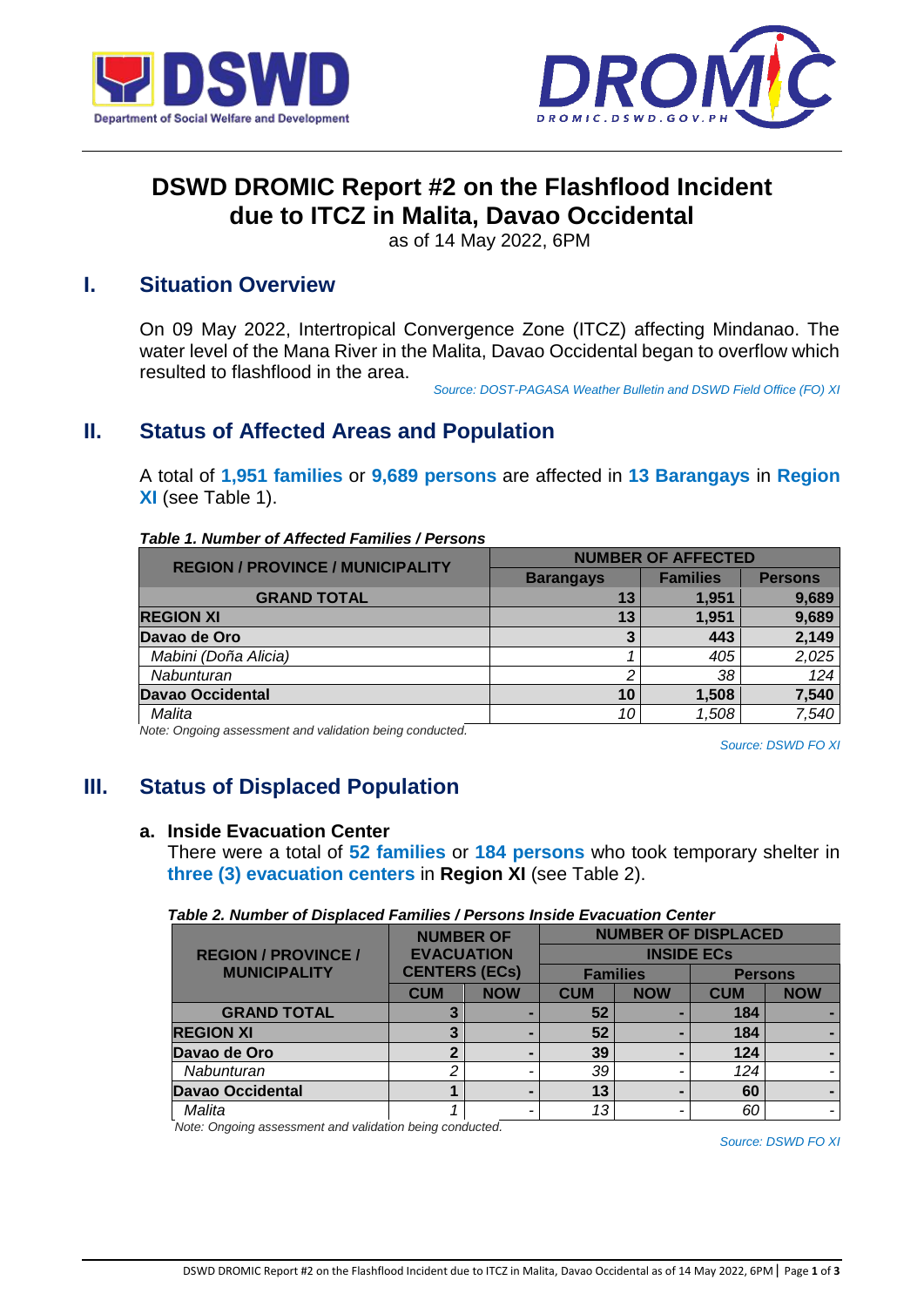# DSWD DROMIC Report #2 on the Flashflood Incident due to ITCZ in Malita, Davao Occidental

as of 14 May 2022, 6PM

## I. Situation Overview

On 09 May 2022, Intertropical Convergence Zone (ITCZ) affecting Mindanao. The water level of the Mana River in the Malita, Davao Occidental began to overflow which resulted to flashflood in the area.

*Source: DOST-PAGASA Weather Bulletin and DSWD Field Office (FO) XI*

## II. Status of Affected Areas and Population

A total of **1,951 families** or **9,689 persons** are affected in **13 Barangays** in **Region XI** (see Table 1).

***Table 1. Number of Affected Families / Persons***

| REGION / PROVINCE / MUNICIPALITY | NUMBER OF AFFECTED | | |
|---|---|---|---|
| | Barangays | Families | Persons |
| **GRAND TOTAL** | **13** | **1,951** | **9,689** |
| **REGION XI** | **13** | **1,951** | **9,689** |
| **Davao de Oro** | **3** | **443** | **2,149** |
| *Mabini (Doña Alicia)* | *1* | *405* | *2,025* |
| *Nabunturan* | *2* | *38* | *124* |
| **Davao Occidental** | **10** | **1,508** | **7,540** |
| *Malita* | *10* | *1,508* | *7,540* |

*Note: Ongoing assessment and validation being conducted.*

*Source: DSWD FO XI*

## III. Status of Displaced Population

### a. Inside Evacuation Center

There were a total of **52 families** or **184 persons** who took temporary shelter in **three (3) evacuation centers** in **Region XI** (see Table 2).

***Table 2. Number of Displaced Families / Persons Inside Evacuation Center***

| REGION / PROVINCE / MUNICIPALITY | NUMBER OF EVACUATION CENTERS (ECs) | | NUMBER OF DISPLACED INSIDE ECs | | | |
|---|---|---|---|---|---|---|
| | | | Families | | Persons | |
| | CUM | NOW | CUM | NOW | CUM | NOW |
| **GRAND TOTAL** | **3** | **-** | **52** | **-** | **184** | **-** |
| **REGION XI** | **3** | **-** | **52** | **-** | **184** | **-** |
| **Davao de Oro** | **2** | **-** | **39** | **-** | **124** | **-** |
| *Nabunturan* | *2* | *-* | *39* | *-* | *124* | *-* |
| **Davao Occidental** | **1** | **-** | **13** | **-** | **60** | **-** |
| *Malita* | *1* | *-* | *13* | *-* | *60* | *-* |

*Note: Ongoing assessment and validation being conducted.*

*Source: DSWD FO XI*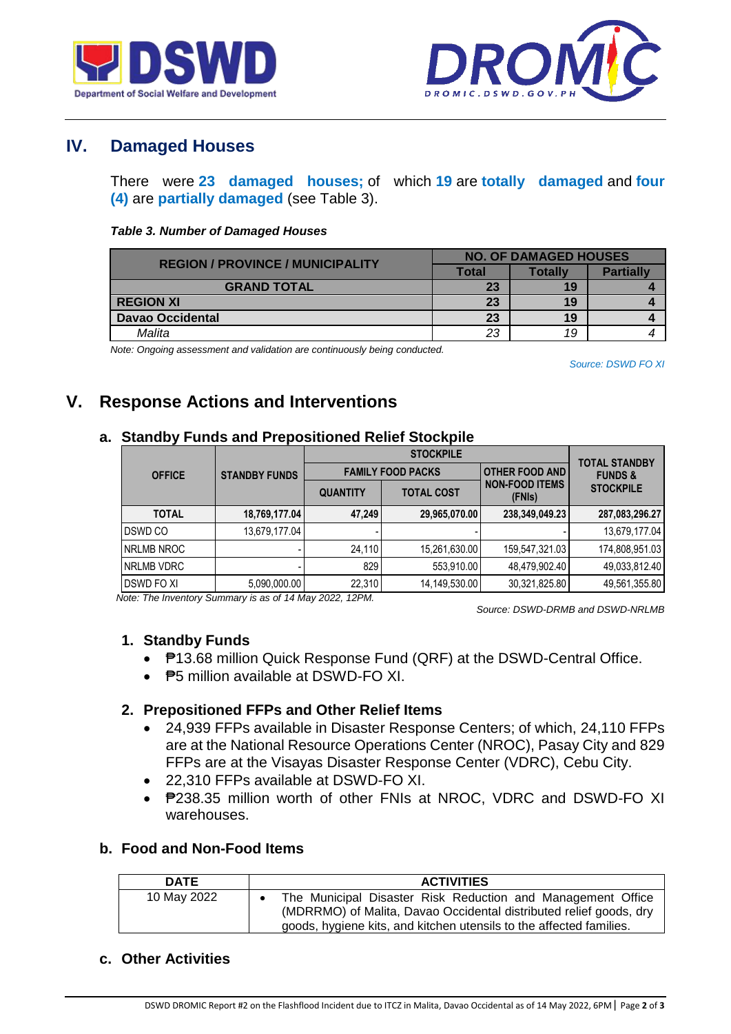## IV. Damaged Houses

There were **23 damaged houses;** of which **19** are **totally damaged** and **four (4)** are **partially damaged** (see Table 3).

***Table 3. Number of Damaged Houses***

| REGION / PROVINCE / MUNICIPALITY | NO. OF DAMAGED HOUSES | | |
|---|---|---|---|
| | Total | Totally | Partially |
| **GRAND TOTAL** | **23** | **19** | **4** |
| **REGION XI** | **23** | **19** | **4** |
| **Davao Occidental** | **23** | **19** | **4** |
| *Malita* | *23* | *19* | *4* |

*Note: Ongoing assessment and validation are continuously being conducted.*

*Source: DSWD FO XI*

## V. Response Actions and Interventions

### a. Standby Funds and Prepositioned Relief Stockpile

| OFFICE | STANDBY FUNDS | STOCKPILE | | | TOTAL STANDBY FUNDS & STOCKPILE |
|---|---|---|---|---|---|
| | | FAMILY FOOD PACKS | | OTHER FOOD AND NON-FOOD ITEMS (FNIs) | |
| | | QUANTITY | TOTAL COST | | |
| **TOTAL** | **18,769,177.04** | **47,249** | **29,965,070.00** | **238,349,049.23** | **287,083,296.27** |
| DSWD CO | 13,679,177.04 | - | - | - | 13,679,177.04 |
| NRLMB NROC | - | 24,110 | 15,261,630.00 | 159,547,321.03 | 174,808,951.03 |
| NRLMB VDRC | - | 829 | 553,910.00 | 48,479,902.40 | 49,033,812.40 |
| DSWD FO XI | 5,090,000.00 | 22,310 | 14,149,530.00 | 30,321,825.80 | 49,561,355.80 |

*Note: The Inventory Summary is as of 14 May 2022, 12PM.*

*Source: DSWD-DRMB and DSWD-NRLMB*

#### 1. Standby Funds

- ₱13.68 million Quick Response Fund (QRF) at the DSWD-Central Office.
- ₱5 million available at DSWD-FO XI.

#### 2. Prepositioned FFPs and Other Relief Items

- 24,939 FFPs available in Disaster Response Centers; of which, 24,110 FFPs are at the National Resource Operations Center (NROC), Pasay City and 829 FFPs are at the Visayas Disaster Response Center (VDRC), Cebu City.
- 22,310 FFPs available at DSWD-FO XI.
- ₱238.35 million worth of other FNIs at NROC, VDRC and DSWD-FO XI warehouses.

### b. Food and Non-Food Items

| DATE | ACTIVITIES |
|---|---|
| 10 May 2022 | • The Municipal Disaster Risk Reduction and Management Office (MDRRMO) of Malita, Davao Occidental distributed relief goods, dry goods, hygiene kits, and kitchen utensils to the affected families. |

### c. Other Activities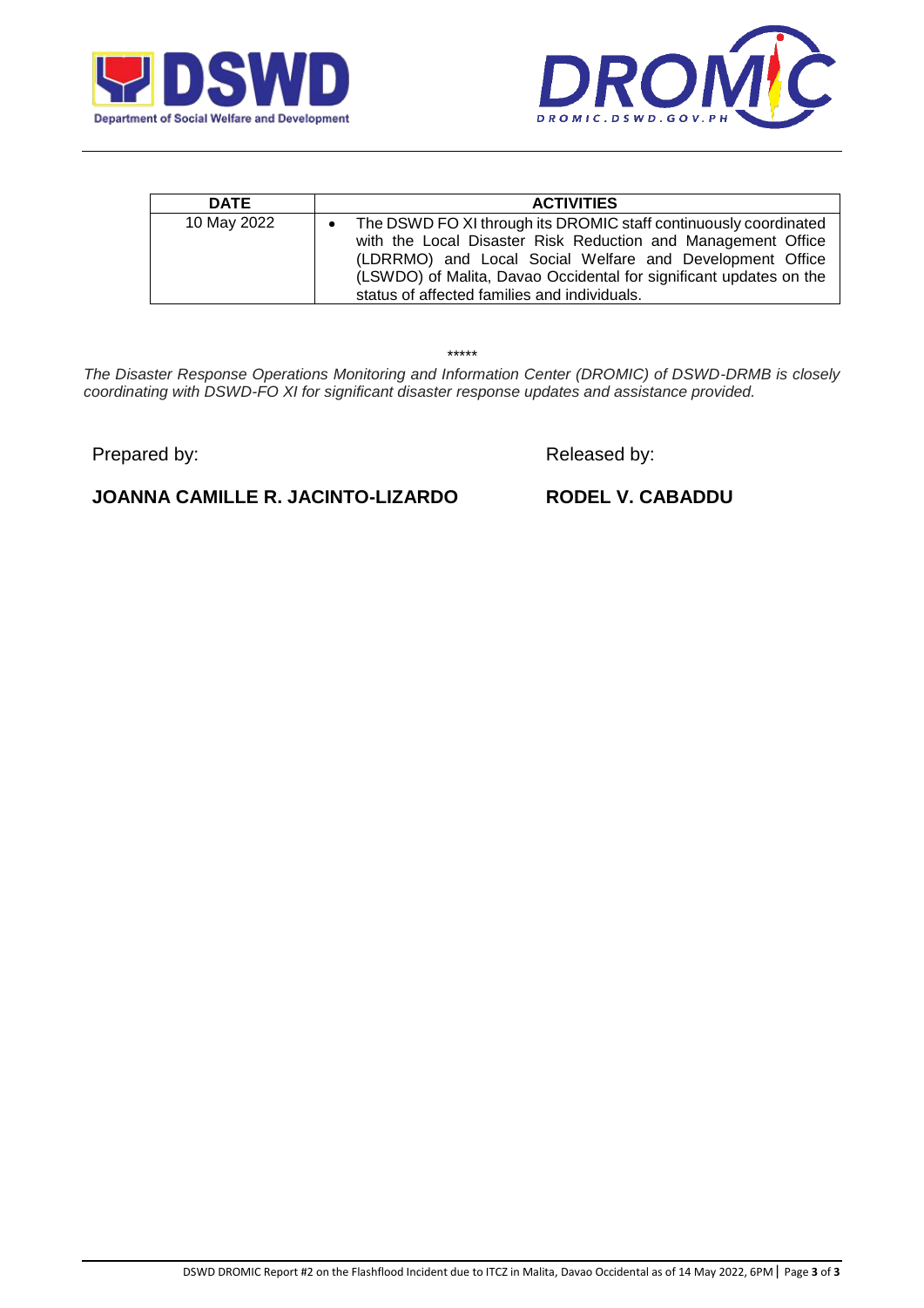| DATE | ACTIVITIES |
| --- | --- |
| 10 May 2022 | • The DSWD FO XI through its DROMIC staff continuously coordinated with the Local Disaster Risk Reduction and Management Office (LDRRMO) and Local Social Welfare and Development Office (LSWDO) of Malita, Davao Occidental for significant updates on the status of affected families and individuals. |

*****

*The Disaster Response Operations Monitoring and Information Center (DROMIC) of DSWD-DRMB is closely coordinating with DSWD-FO XI for significant disaster response updates and assistance provided.*

Prepared by:

**JOANNA CAMILLE R. JACINTO-LIZARDO**

Released by:

**RODEL V. CABADDU**